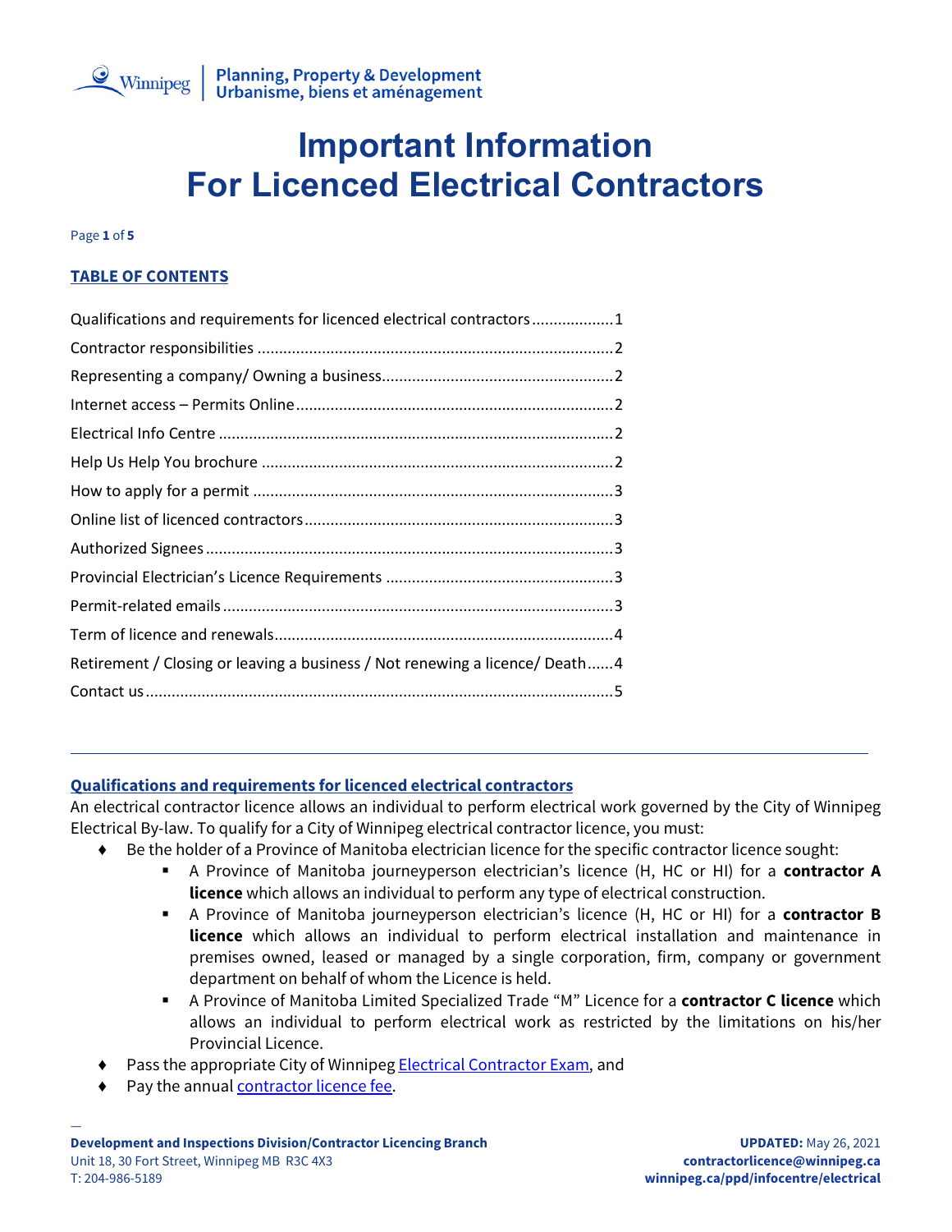# Important Information For Licenced Electrical Contractors

## TABLE OF CONTENTS

Qualifications and requirements for licenced electrical contractors .................. 1
Contractor responsibilities .................................................................................. 2
Representing a company/ Owning a business...................................................... 2
Internet access – Permits Online ......................................................................... 2
Electrical Info Centre ........................................................................................... 2
Help Us Help You brochure ................................................................................. 2
How to apply for a permit ................................................................................... 3
Online list of licenced contractors ....................................................................... 3
Authorized Signees .............................................................................................. 3
Provincial Electrician's Licence Requirements .................................................... 3
Permit-related emails .......................................................................................... 3
Term of licence and renewals.............................................................................. 4
Retirement / Closing or leaving a business / Not renewing a licence/ Death...... 4
Contact us ........................................................................................................... 5

---

## Qualifications and requirements for licenced electrical contractors

An electrical contractor licence allows an individual to perform electrical work governed by the City of Winnipeg Electrical By-law. To qualify for a City of Winnipeg electrical contractor licence, you must:

- Be the holder of a Province of Manitoba electrician licence for the specific contractor licence sought:
  - A Province of Manitoba journeyperson electrician's licence (H, HC or HI) for a **contractor A licence** which allows an individual to perform any type of electrical construction.
  - A Province of Manitoba journeyperson electrician's licence (H, HC or HI) for a **contractor B licence** which allows an individual to perform electrical installation and maintenance in premises owned, leased or managed by a single corporation, firm, company or government department on behalf of whom the Licence is held.
  - A Province of Manitoba Limited Specialized Trade "M" Licence for a **contractor C licence** which allows an individual to perform electrical work as restricted by the limitations on his/her Provincial Licence.
- Pass the appropriate City of Winnipeg Electrical Contractor Exam, and
- Pay the annual contractor licence fee.

---

**Development and Inspections Division/Contractor Licencing Branch**
Unit 18, 30 Fort Street, Winnipeg MB R3C 4X3
T: 204-986-5189

**UPDATED:** May 26, 2021
**contractorlicence@winnipeg.ca**
**winnipeg.ca/ppd/infocentre/electrical**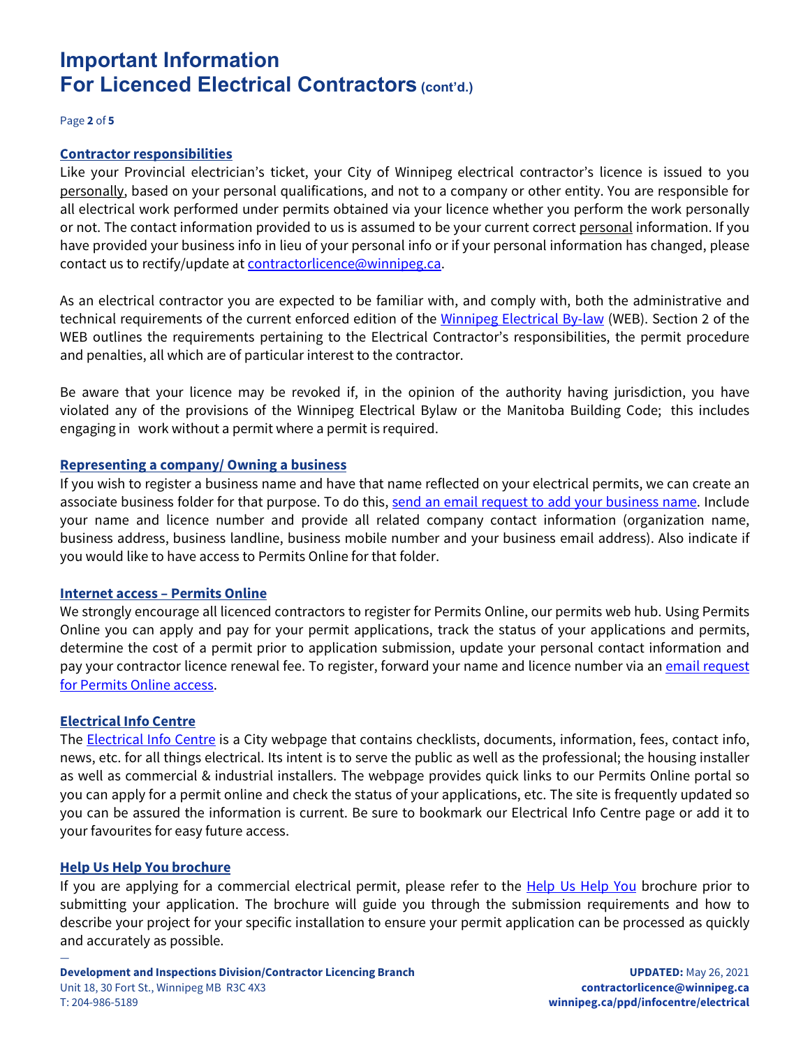# Important Information For Licenced Electrical Contractors (cont'd.)

## Contractor responsibilities

Like your Provincial electrician's ticket, your City of Winnipeg electrical contractor's licence is issued to you personally, based on your personal qualifications, and not to a company or other entity. You are responsible for all electrical work performed under permits obtained via your licence whether you perform the work personally or not. The contact information provided to us is assumed to be your current correct personal information. If you have provided your business info in lieu of your personal info or if your personal information has changed, please contact us to rectify/update at contractorlicence@winnipeg.ca.

As an electrical contractor you are expected to be familiar with, and comply with, both the administrative and technical requirements of the current enforced edition of the Winnipeg Electrical By-law (WEB). Section 2 of the WEB outlines the requirements pertaining to the Electrical Contractor's responsibilities, the permit procedure and penalties, all which are of particular interest to the contractor.

Be aware that your licence may be revoked if, in the opinion of the authority having jurisdiction, you have violated any of the provisions of the Winnipeg Electrical Bylaw or the Manitoba Building Code; this includes engaging in work without a permit where a permit is required.

## Representing a company/ Owning a business

If you wish to register a business name and have that name reflected on your electrical permits, we can create an associate business folder for that purpose. To do this, send an email request to add your business name. Include your name and licence number and provide all related company contact information (organization name, business address, business landline, business mobile number and your business email address). Also indicate if you would like to have access to Permits Online for that folder.

## Internet access – Permits Online

We strongly encourage all licenced contractors to register for Permits Online, our permits web hub. Using Permits Online you can apply and pay for your permit applications, track the status of your applications and permits, determine the cost of a permit prior to application submission, update your personal contact information and pay your contractor licence renewal fee. To register, forward your name and licence number via an email request for Permits Online access.

## Electrical Info Centre

The Electrical Info Centre is a City webpage that contains checklists, documents, information, fees, contact info, news, etc. for all things electrical. Its intent is to serve the public as well as the professional; the housing installer as well as commercial & industrial installers. The webpage provides quick links to our Permits Online portal so you can apply for a permit online and check the status of your applications, etc. The site is frequently updated so you can be assured the information is current. Be sure to bookmark our Electrical Info Centre page or add it to your favourites for easy future access.

## Help Us Help You brochure

If you are applying for a commercial electrical permit, please refer to the Help Us Help You brochure prior to submitting your application. The brochure will guide you through the submission requirements and how to describe your project for your specific installation to ensure your permit application can be processed as quickly and accurately as possible.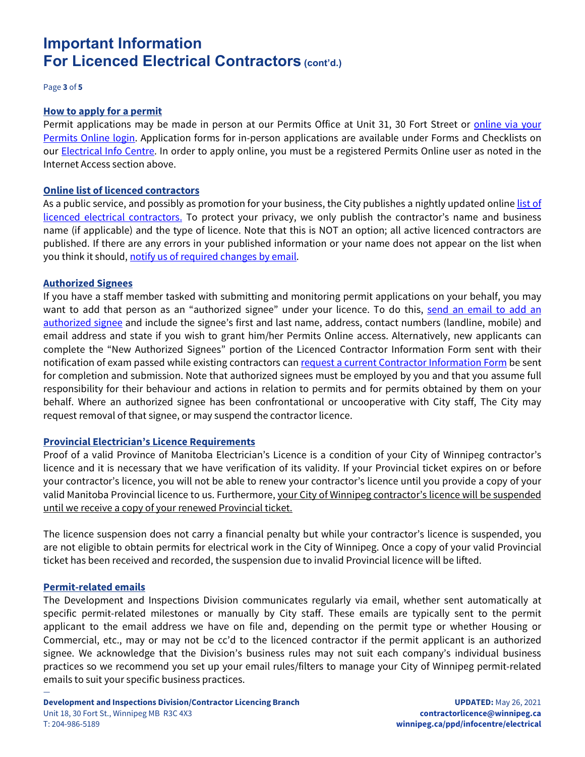# Important Information For Licenced Electrical Contractors (cont'd.)

### How to apply for a permit

Permit applications may be made in person at our Permits Office at Unit 31, 30 Fort Street or online via your Permits Online login. Application forms for in-person applications are available under Forms and Checklists on our Electrical Info Centre. In order to apply online, you must be a registered Permits Online user as noted in the Internet Access section above.

### Online list of licenced contractors

As a public service, and possibly as promotion for your business, the City publishes a nightly updated online list of licenced electrical contractors. To protect your privacy, we only publish the contractor's name and business name (if applicable) and the type of licence. Note that this is NOT an option; all active licenced contractors are published. If there are any errors in your published information or your name does not appear on the list when you think it should, notify us of required changes by email.

### Authorized Signees

If you have a staff member tasked with submitting and monitoring permit applications on your behalf, you may want to add that person as an "authorized signee" under your licence. To do this, send an email to add an authorized signee and include the signee's first and last name, address, contact numbers (landline, mobile) and email address and state if you wish to grant him/her Permits Online access. Alternatively, new applicants can complete the "New Authorized Signees" portion of the Licenced Contractor Information Form sent with their notification of exam passed while existing contractors can request a current Contractor Information Form be sent for completion and submission. Note that authorized signees must be employed by you and that you assume full responsibility for their behaviour and actions in relation to permits and for permits obtained by them on your behalf. Where an authorized signee has been confrontational or uncooperative with City staff, The City may request removal of that signee, or may suspend the contractor licence.

### Provincial Electrician's Licence Requirements

Proof of a valid Province of Manitoba Electrician's Licence is a condition of your City of Winnipeg contractor's licence and it is necessary that we have verification of its validity. If your Provincial ticket expires on or before your contractor's licence, you will not be able to renew your contractor's licence until you provide a copy of your valid Manitoba Provincial licence to us. Furthermore, <u>your City of Winnipeg contractor's licence will be suspended until we receive a copy of your renewed Provincial ticket.</u>

The licence suspension does not carry a financial penalty but while your contractor's licence is suspended, you are not eligible to obtain permits for electrical work in the City of Winnipeg. Once a copy of your valid Provincial ticket has been received and recorded, the suspension due to invalid Provincial licence will be lifted.

### Permit-related emails

The Development and Inspections Division communicates regularly via email, whether sent automatically at specific permit-related milestones or manually by City staff. These emails are typically sent to the permit applicant to the email address we have on file and, depending on the permit type or whether Housing or Commercial, etc., may or may not be cc'd to the licenced contractor if the permit applicant is an authorized signee. We acknowledge that the Division's business rules may not suit each company's individual business practices so we recommend you set up your email rules/filters to manage your City of Winnipeg permit-related emails to suit your specific business practices.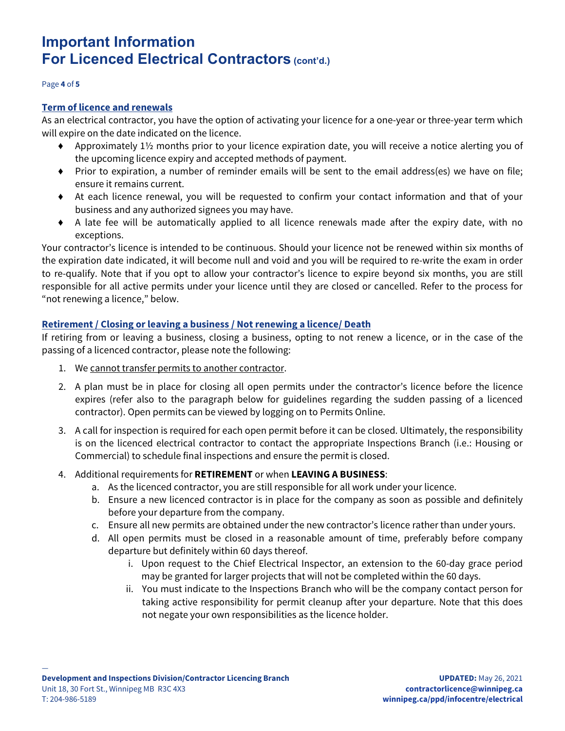# Important Information For Licenced Electrical Contractors (cont'd.)

## Term of licence and renewals

As an electrical contractor, you have the option of activating your licence for a one-year or three-year term which will expire on the date indicated on the licence.

- Approximately 1½ months prior to your licence expiration date, you will receive a notice alerting you of the upcoming licence expiry and accepted methods of payment.
- Prior to expiration, a number of reminder emails will be sent to the email address(es) we have on file; ensure it remains current.
- At each licence renewal, you will be requested to confirm your contact information and that of your business and any authorized signees you may have.
- A late fee will be automatically applied to all licence renewals made after the expiry date, with no exceptions.

Your contractor's licence is intended to be continuous. Should your licence not be renewed within six months of the expiration date indicated, it will become null and void and you will be required to re-write the exam in order to re-qualify. Note that if you opt to allow your contractor's licence to expire beyond six months, you are still responsible for all active permits under your licence until they are closed or cancelled. Refer to the process for "not renewing a licence," below.

## Retirement / Closing or leaving a business / Not renewing a licence/ Death

If retiring from or leaving a business, closing a business, opting to not renew a licence, or in the case of the passing of a licenced contractor, please note the following:

1. We cannot transfer permits to another contractor.
2. A plan must be in place for closing all open permits under the contractor's licence before the licence expires (refer also to the paragraph below for guidelines regarding the sudden passing of a licenced contractor). Open permits can be viewed by logging on to Permits Online.
3. A call for inspection is required for each open permit before it can be closed. Ultimately, the responsibility is on the licenced electrical contractor to contact the appropriate Inspections Branch (i.e.: Housing or Commercial) to schedule final inspections and ensure the permit is closed.
4. Additional requirements for **RETIREMENT** or when **LEAVING A BUSINESS**:
   a. As the licenced contractor, you are still responsible for all work under your licence.
   b. Ensure a new licenced contractor is in place for the company as soon as possible and definitely before your departure from the company.
   c. Ensure all new permits are obtained under the new contractor's licence rather than under yours.
   d. All open permits must be closed in a reasonable amount of time, preferably before company departure but definitely within 60 days thereof.
      i. Upon request to the Chief Electrical Inspector, an extension to the 60-day grace period may be granted for larger projects that will not be completed within the 60 days.
      ii. You must indicate to the Inspections Branch who will be the company contact person for taking active responsibility for permit cleanup after your departure. Note that this does not negate your own responsibilities as the licence holder.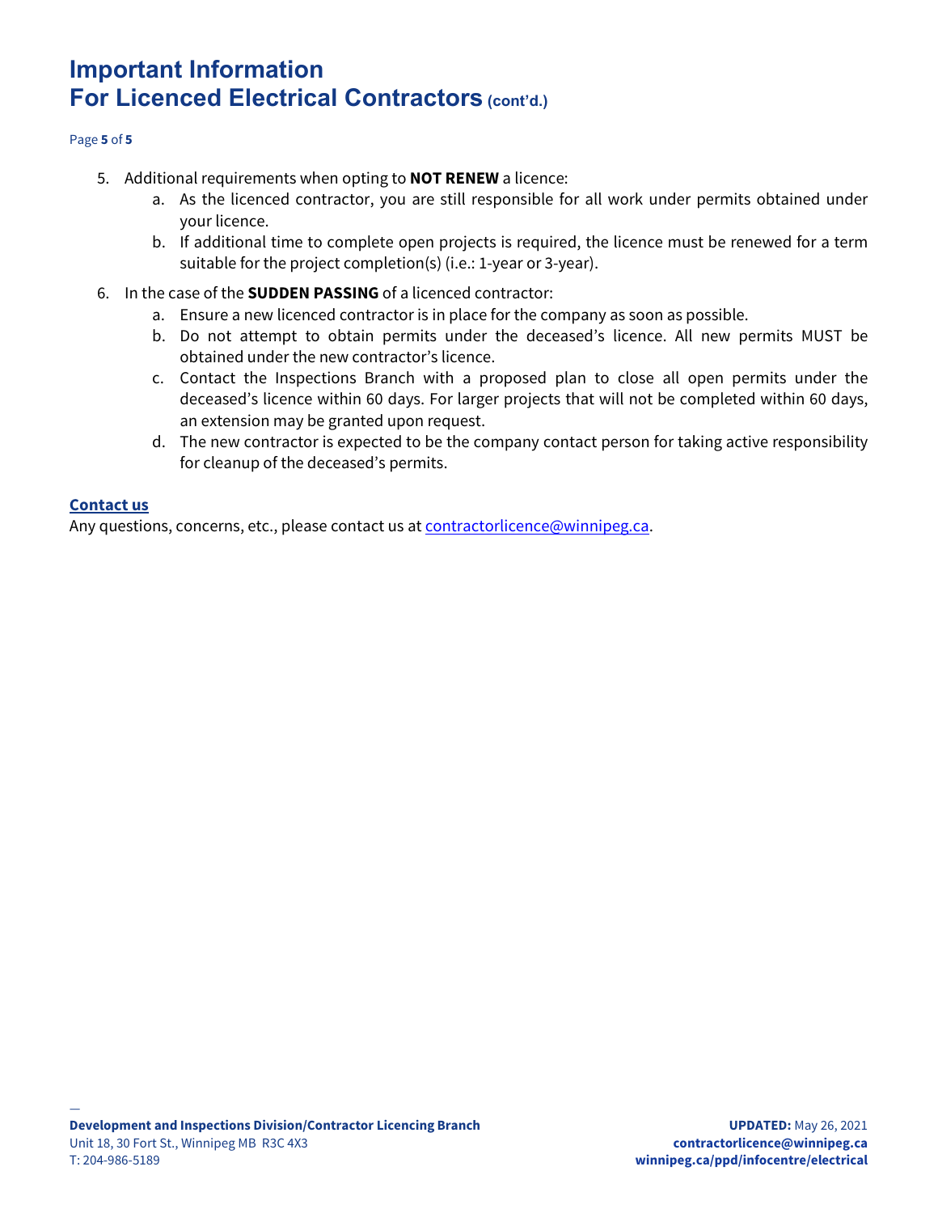# Important Information For Licenced Electrical Contractors (cont'd.)

5. Additional requirements when opting to **NOT RENEW** a licence:
   a. As the licenced contractor, you are still responsible for all work under permits obtained under your licence.
   b. If additional time to complete open projects is required, the licence must be renewed for a term suitable for the project completion(s) (i.e.: 1-year or 3-year).
6. In the case of the **SUDDEN PASSING** of a licenced contractor:
   a. Ensure a new licenced contractor is in place for the company as soon as possible.
   b. Do not attempt to obtain permits under the deceased's licence. All new permits MUST be obtained under the new contractor's licence.
   c. Contact the Inspections Branch with a proposed plan to close all open permits under the deceased's licence within 60 days. For larger projects that will not be completed within 60 days, an extension may be granted upon request.
   d. The new contractor is expected to be the company contact person for taking active responsibility for cleanup of the deceased's permits.

**Contact us**

Any questions, concerns, etc., please contact us at contractorlicence@winnipeg.ca.

**Development and Inspections Division/Contractor Licencing Branch**
Unit 18, 30 Fort St., Winnipeg MB R3C 4X3
T: 204-986-5189

**UPDATED:** May 26, 2021
**contractorlicence@winnipeg.ca**
**winnipeg.ca/ppd/infocentre/electrical**